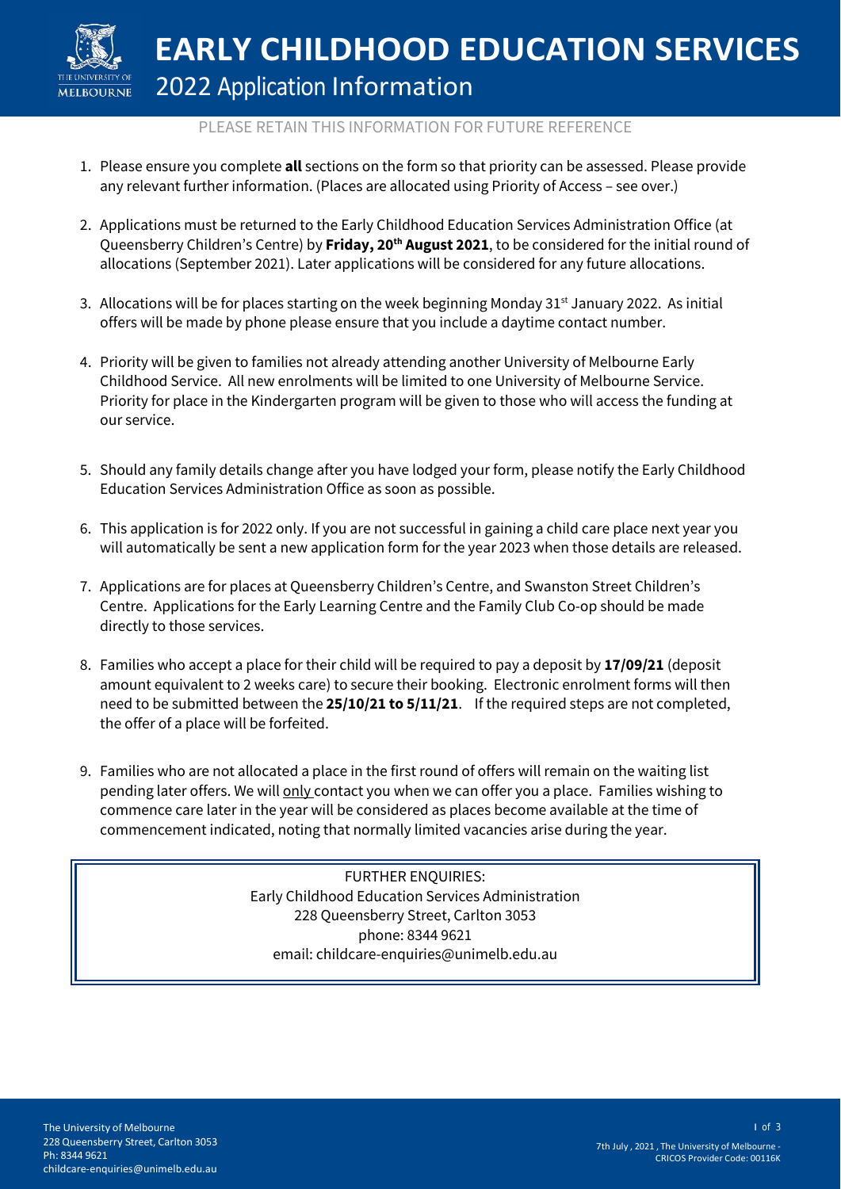# EARLY CHILDHOOD EDUCATION SERVICES

## 2022 Application Information

PLEASE RETAIN THIS INFORMATION FOR FUTURE REFERENCE

1. Please ensure you complete **all** sections on the form so that priority can be assessed. Please provide any relevant further information. (Places are allocated using Priority of Access – see over.)

2. Applications must be returned to the Early Childhood Education Services Administration Office (at Queensberry Children's Centre) by **Friday, 20th August 2021**, to be considered for the initial round of allocations (September 2021). Later applications will be considered for any future allocations.

3. Allocations will be for places starting on the week beginning Monday 31st January 2022. As initial offers will be made by phone please ensure that you include a daytime contact number.

4. Priority will be given to families not already attending another University of Melbourne Early Childhood Service. All new enrolments will be limited to one University of Melbourne Service. Priority for place in the Kindergarten program will be given to those who will access the funding at our service.

5. Should any family details change after you have lodged your form, please notify the Early Childhood Education Services Administration Office as soon as possible.

6. This application is for 2022 only. If you are not successful in gaining a child care place next year you will automatically be sent a new application form for the year 2023 when those details are released.

7. Applications are for places at Queensberry Children's Centre, and Swanston Street Children's Centre. Applications for the Early Learning Centre and the Family Club Co-op should be made directly to those services.

8. Families who accept a place for their child will be required to pay a deposit by **17/09/21** (deposit amount equivalent to 2 weeks care) to secure their booking. Electronic enrolment forms will then need to be submitted between the **25/10/21 to 5/11/21**. If the required steps are not completed, the offer of a place will be forfeited.

9. Families who are not allocated a place in the first round of offers will remain on the waiting list pending later offers. We will only contact you when we can offer you a place. Families wishing to commence care later in the year will be considered as places become available at the time of commencement indicated, noting that normally limited vacancies arise during the year.

FURTHER ENQUIRIES:
Early Childhood Education Services Administration
228 Queensberry Street, Carlton 3053
phone: 8344 9621
email: childcare-enquiries@unimelb.edu.au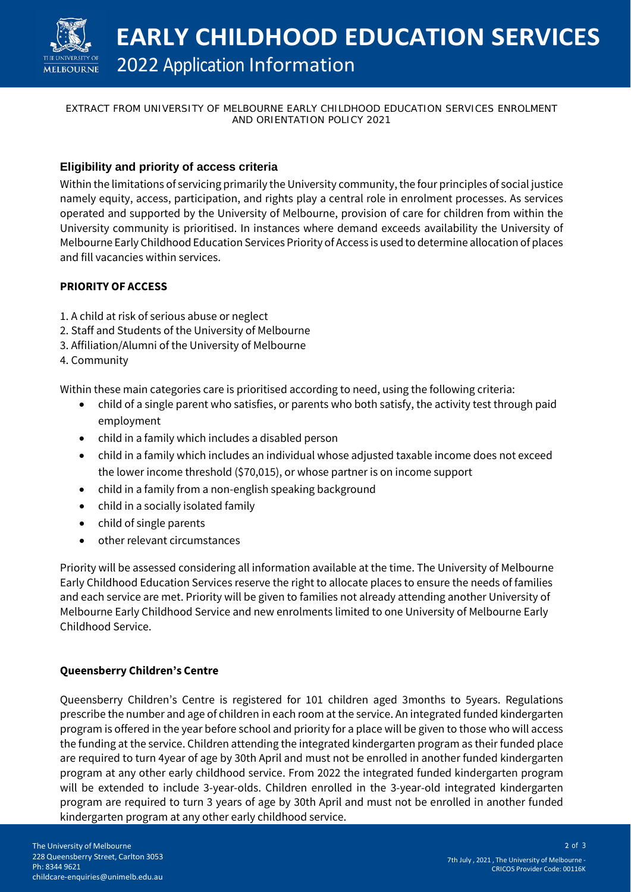# EARLY CHILDHOOD EDUCATION SERVICES

## 2022 Application Information

EXTRACT FROM UNIVERSITY OF MELBOURNE EARLY CHILDHOOD EDUCATION SERVICES ENROLMENT AND ORIENTATION POLICY 2021

### Eligibility and priority of access criteria

Within the limitations of servicing primarily the University community, the four principles of social justice namely equity, access, participation, and rights play a central role in enrolment processes. As services operated and supported by the University of Melbourne, provision of care for children from within the University community is prioritised. In instances where demand exceeds availability the University of Melbourne Early Childhood Education Services Priority of Access is used to determine allocation of places and fill vacancies within services.

**PRIORITY OF ACCESS**

1. A child at risk of serious abuse or neglect
2. Staff and Students of the University of Melbourne
3. Affiliation/Alumni of the University of Melbourne
4. Community

Within these main categories care is prioritised according to need, using the following criteria:

- child of a single parent who satisfies, or parents who both satisfy, the activity test through paid employment
- child in a family which includes a disabled person
- child in a family which includes an individual whose adjusted taxable income does not exceed the lower income threshold ($70,015), or whose partner is on income support
- child in a family from a non-english speaking background
- child in a socially isolated family
- child of single parents
- other relevant circumstances

Priority will be assessed considering all information available at the time. The University of Melbourne Early Childhood Education Services reserve the right to allocate places to ensure the needs of families and each service are met. Priority will be given to families not already attending another University of Melbourne Early Childhood Service and new enrolments limited to one University of Melbourne Early Childhood Service.

**Queensberry Children's Centre**

Queensberry Children's Centre is registered for 101 children aged 3months to 5years. Regulations prescribe the number and age of children in each room at the service. An integrated funded kindergarten program is offered in the year before school and priority for a place will be given to those who will access the funding at the service. Children attending the integrated kindergarten program as their funded place are required to turn 4year of age by 30th April and must not be enrolled in another funded kindergarten program at any other early childhood service. From 2022 the integrated funded kindergarten program will be extended to include 3-year-olds. Children enrolled in the 3-year-old integrated kindergarten program are required to turn 3 years of age by 30th April and must not be enrolled in another funded kindergarten program at any other early childhood service.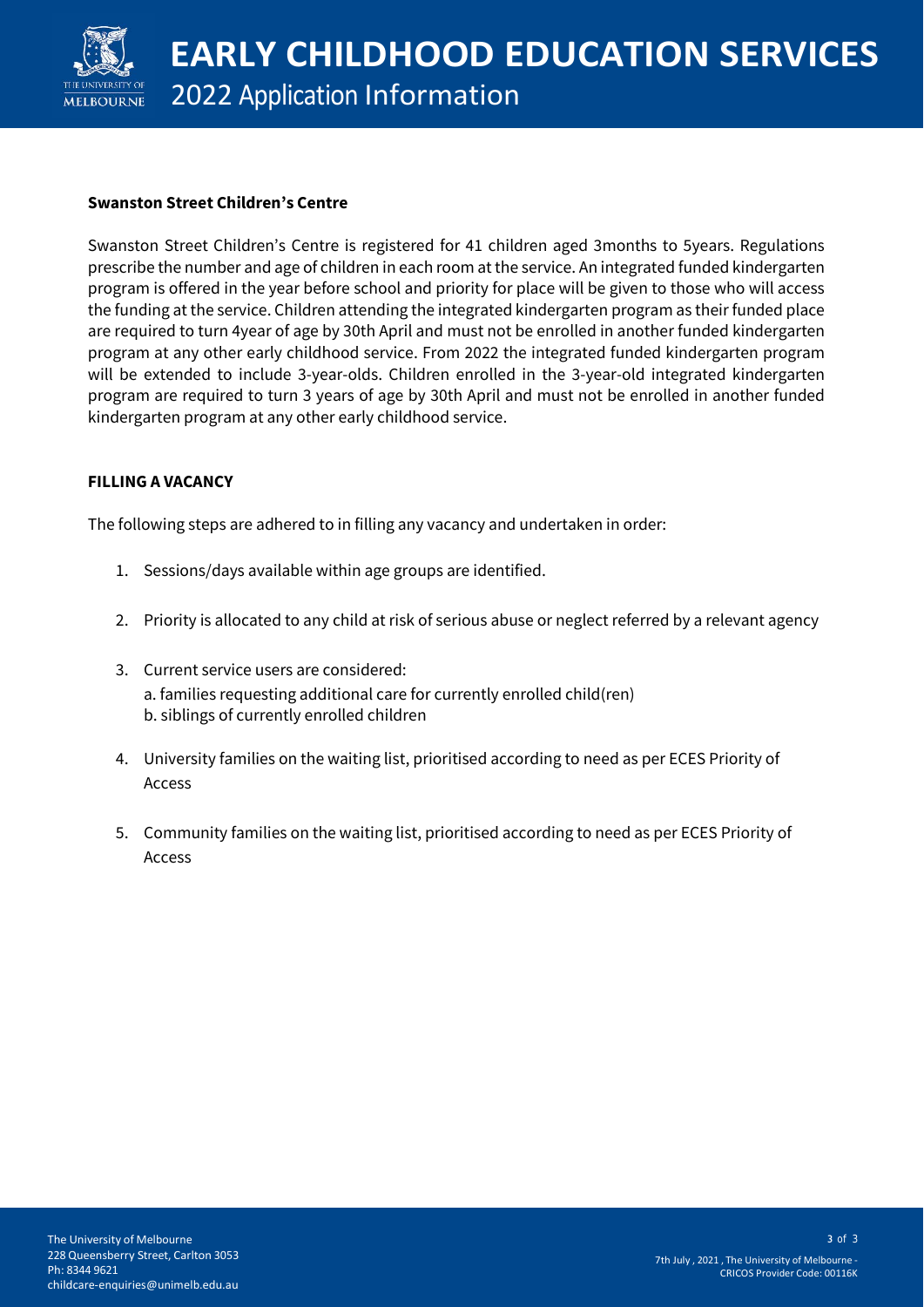# EARLY CHILDHOOD EDUCATION SERVICES
## 2022 Application Information

**Swanston Street Children's Centre**

Swanston Street Children's Centre is registered for 41 children aged 3months to 5years. Regulations prescribe the number and age of children in each room at the service. An integrated funded kindergarten program is offered in the year before school and priority for place will be given to those who will access the funding at the service. Children attending the integrated kindergarten program as their funded place are required to turn 4year of age by 30th April and must not be enrolled in another funded kindergarten program at any other early childhood service. From 2022 the integrated funded kindergarten program will be extended to include 3-year-olds. Children enrolled in the 3-year-old integrated kindergarten program are required to turn 3 years of age by 30th April and must not be enrolled in another funded kindergarten program at any other early childhood service.

**FILLING A VACANCY**

The following steps are adhered to in filling any vacancy and undertaken in order:

1. Sessions/days available within age groups are identified.
2. Priority is allocated to any child at risk of serious abuse or neglect referred by a relevant agency
3. Current service users are considered:
   a. families requesting additional care for currently enrolled child(ren)
   b. siblings of currently enrolled children
4. University families on the waiting list, prioritised according to need as per ECES Priority of Access
5. Community families on the waiting list, prioritised according to need as per ECES Priority of Access

The University of Melbourne
228 Queensberry Street, Carlton 3053
Ph: 8344 9621
childcare-enquiries@unimelb.edu.au

7th July , 2021 , The University of Melbourne - CRICOS Provider Code: 00116K